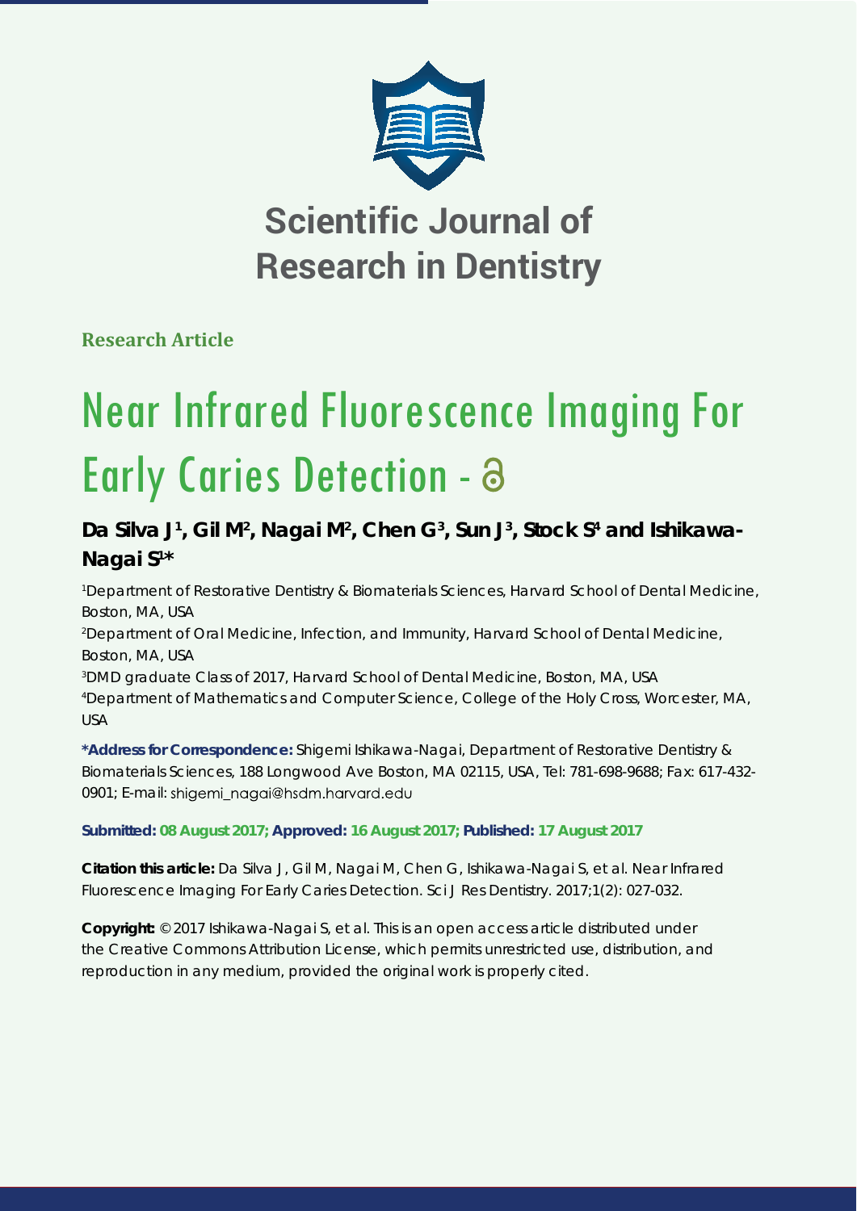# Scientific Journal of Research in Dentistry

**Research Article**

# Near Infrared Fluorescence Imaging For Early Caries Detection

**Da Silva J[1], Gil M[2], Nagai M[2], Chen G[3], Sun J[3], Stock S[4] and Ishikawa-Nagai S[1]***

[1]Department of Restorative Dentistry & Biomaterials Sciences, Harvard School of Dental Medicine, Boston, MA, USA

[2]Department of Oral Medicine, Infection, and Immunity, Harvard School of Dental Medicine, Boston, MA, USA

[3]DMD graduate Class of 2017, Harvard School of Dental Medicine, Boston, MA, USA

[4]Department of Mathematics and Computer Science, College of the Holy Cross, Worcester, MA, USA

**\*Address for Correspondence:** Shigemi Ishikawa-Nagai, Department of Restorative Dentistry & Biomaterials Sciences, 188 Longwood Ave Boston, MA 02115, USA, Tel: 781-698-9688; Fax: 617-432-0901; E-mail: shigemi_nagai@hsdm.harvard.edu

**Submitted: 08 August 2017; Approved: 16 August 2017; Published: 17 August 2017**

**Citation this article:** Da Silva J, Gil M, Nagai M, Chen G, Ishikawa-Nagai S, et al. Near Infrared Fluorescence Imaging For Early Caries Detection. Sci J Res Dentistry. 2017;1(2): 027-032.

**Copyright:** © 2017 Ishikawa-Nagai S, et al. This is an open access article distributed under the Creative Commons Attribution License, which permits unrestricted use, distribution, and reproduction in any medium, provided the original work is properly cited.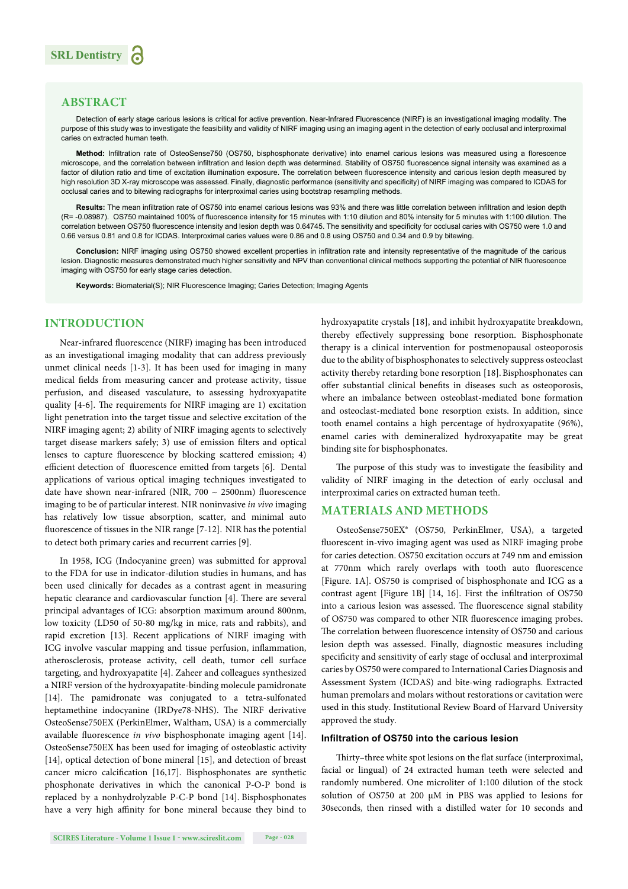## ABSTRACT

Detection of early stage carious lesions is critical for active prevention. Near-Infrared Fluorescence (NIRF) is an investigational imaging modality. The purpose of this study was to investigate the feasibility and validity of NIRF imaging using an imaging agent in the detection of early occlusal and interproximal caries on extracted human teeth.

**Method:** Infiltration rate of OsteoSense750 (OS750, bisphosphonate derivative) into enamel carious lesions was measured using a florescence microscope, and the correlation between infiltration and lesion depth was determined. Stability of OS750 fluorescence signal intensity was examined as a factor of dilution ratio and time of excitation illumination exposure. The correlation between fluorescence intensity and carious lesion depth measured by high resolution 3D X-ray microscope was assessed. Finally, diagnostic performance (sensitivity and specificity) of NIRF imaging was compared to ICDAS for occlusal caries and to bitewing radiographs for interproximal caries using bootstrap resampling methods.

**Results:** The mean infiltration rate of OS750 into enamel carious lesions was 93% and there was little correlation between infiltration and lesion depth (R= -0.08987). OS750 maintained 100% of fluorescence intensity for 15 minutes with 1:10 dilution and 80% intensity for 5 minutes with 1:100 dilution. The correlation between OS750 fluorescence intensity and lesion depth was 0.64745. The sensitivity and specificity for occlusal caries with OS750 were 1.0 and 0.66 versus 0.81 and 0.8 for ICDAS. Interproximal caries values were 0.86 and 0.8 using OS750 and 0.34 and 0.9 by bitewing.

**Conclusion:** NIRF imaging using OS750 showed excellent properties in infiltration rate and intensity representative of the magnitude of the carious lesion. Diagnostic measures demonstrated much higher sensitivity and NPV than conventional clinical methods supporting the potential of NIR fluorescence imaging with OS750 for early stage caries detection.

**Keywords:** Biomaterial(S); NIR Fluorescence Imaging; Caries Detection; Imaging Agents

## INTRODUCTION

Near-infrared fluorescence (NIRF) imaging has been introduced as an investigational imaging modality that can address previously unmet clinical needs [1-3]. It has been used for imaging in many medical fields from measuring cancer and protease activity, tissue perfusion, and diseased vasculature, to assessing hydroxyapatite quality [4-6]. The requirements for NIRF imaging are 1) excitation light penetration into the target tissue and selective excitation of the NIRF imaging agent; 2) ability of NIRF imaging agents to selectively target disease markers safely; 3) use of emission filters and optical lenses to capture fluorescence by blocking scattered emission; 4) efficient detection of fluorescence emitted from targets [6]. Dental applications of various optical imaging techniques investigated to date have shown near-infrared (NIR, 700 ~ 2500nm) fluorescence imaging to be of particular interest. NIR noninvasive *in vivo* imaging has relatively low tissue absorption, scatter, and minimal auto fluorescence of tissues in the NIR range [7-12]. NIR has the potential to detect both primary caries and recurrent carries [9].

In 1958, ICG (Indocyanine green) was submitted for approval to the FDA for use in indicator-dilution studies in humans, and has been used clinically for decades as a contrast agent in measuring hepatic clearance and cardiovascular function [4]. There are several principal advantages of ICG: absorption maximum around 800nm, low toxicity (LD50 of 50-80 mg/kg in mice, rats and rabbits), and rapid excretion [13]. Recent applications of NIRF imaging with ICG involve vascular mapping and tissue perfusion, inflammation, atherosclerosis, protease activity, cell death, tumor cell surface targeting, and hydroxyapatite [4]. Zaheer and colleagues synthesized a NIRF version of the hydroxyapatite-binding molecule pamidronate [14]. The pamidronate was conjugated to a tetra-sulfonated heptamethine indocyanine (IRDye78-NHS). The NIRF derivative OsteoSense750EX (PerkinElmer, Waltham, USA) is a commercially available fluorescence *in vivo* bisphosphonate imaging agent [14]. OsteoSense750EX has been used for imaging of osteoblastic activity [14], optical detection of bone mineral [15], and detection of breast cancer micro calcification [16,17]. Bisphosphonates are synthetic phosphonate derivatives in which the canonical P-O-P bond is replaced by a nonhydrolyzable P-C-P bond [14]. Bisphosphonates have a very high affinity for bone mineral because they bind to hydroxyapatite crystals [18], and inhibit hydroxyapatite breakdown, thereby effectively suppressing bone resorption. Bisphosphonate therapy is a clinical intervention for postmenopausal osteoporosis due to the ability of bisphosphonates to selectively suppress osteoclast activity thereby retarding bone resorption [18]. Bisphosphonates can offer substantial clinical benefits in diseases such as osteoporosis, where an imbalance between osteoblast-mediated bone formation and osteoclast-mediated bone resorption exists. In addition, since tooth enamel contains a high percentage of hydroxyapatite (96%), enamel caries with demineralized hydroxyapatite may be great binding site for bisphosphonates.

The purpose of this study was to investigate the feasibility and validity of NIRF imaging in the detection of early occlusal and interproximal caries on extracted human teeth.

## MATERIALS AND METHODS

OsteoSense750EX® (OS750, PerkinElmer, USA), a targeted fluorescent in-vivo imaging agent was used as NIRF imaging probe for caries detection. OS750 excitation occurs at 749 nm and emission at 770nm which rarely overlaps with tooth auto fluorescence [Figure. 1A]. OS750 is comprised of bisphosphonate and ICG as a contrast agent [Figure 1B] [14, 16]. First the infiltration of OS750 into a carious lesion was assessed. The fluorescence signal stability of OS750 was compared to other NIR fluorescence imaging probes. The correlation between fluorescence intensity of OS750 and carious lesion depth was assessed. Finally, diagnostic measures including specificity and sensitivity of early stage of occlusal and interproximal caries by OS750 were compared to International Caries Diagnosis and Assessment System (ICDAS) and bite-wing radiographs. Extracted human premolars and molars without restorations or cavitation were used in this study. Institutional Review Board of Harvard University approved the study.

### Infiltration of OS750 into the carious lesion

Thirty–three white spot lesions on the flat surface (interproximal, facial or lingual) of 24 extracted human teeth were selected and randomly numbered. One microliter of 1:100 dilution of the stock solution of OS750 at 200 μM in PBS was applied to lesions for 30seconds, then rinsed with a distilled water for 10 seconds and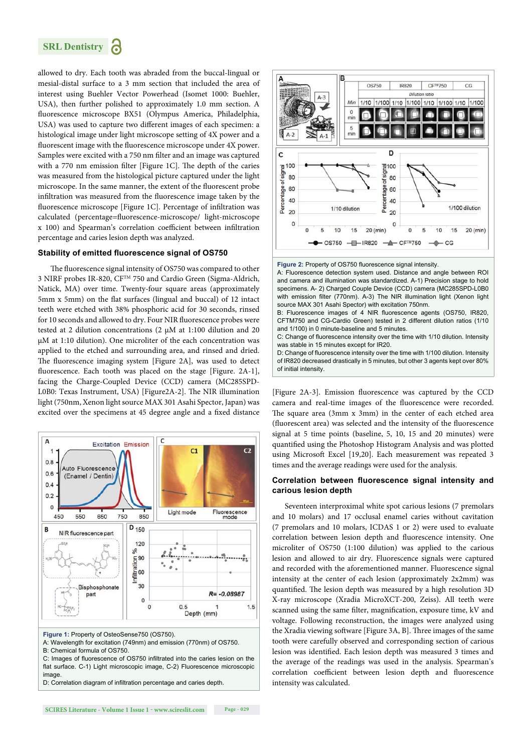allowed to dry. Each tooth was abraded from the buccal-lingual or mesial-distal surface to a 3 mm section that included the area of interest using Buehler Vector Powerhead (Isomet 1000: Buehler, USA), then further polished to approximately 1.0 mm section. A fluorescence microscope BX51 (Olympus America, Philadelphia, USA) was used to capture two different images of each specimen: a histological image under light microscope setting of 4X power and a fluorescent image with the fluorescence microscope under 4X power. Samples were excited with a 750 nm filter and an image was captured with a 770 nm emission filter [Figure 1C]. The depth of the caries was measured from the histological picture captured under the light microscope. In the same manner, the extent of the fluorescent probe infiltration was measured from the fluorescence image taken by the fluorescence microscope [Figure 1C]. Percentage of infiltration was calculated (percentage=fluorescence-microscope/ light-microscope x 100) and Spearman's correlation coefficient between infiltration percentage and caries lesion depth was analyzed.

Figure 1: Property of OsteoSense750 (OS750).
A: Wavelength for excitation (749nm) and emission (770nm) of OS750.
B: Chemical formula of OS750.
C: Images of fluorescence of OS750 infiltrated into the caries lesion on the flat surface. C-1) Light microscopic image, C-2) Fluorescence microscopic image.
D: Correlation diagram of infiltration percentage and caries depth.

### Stability of emitted fluorescence signal of OS750

The fluorescence signal intensity of OS750 was compared to other 3 NIRF probes IR-820, CF™ 750 and Cardio Green (Sigma-Aldrich, Natick, MA) over time. Twenty-four square areas (approximately 5mm x 5mm) on the flat surfaces (lingual and buccal) of 12 intact teeth were etched with 38% phosphoric acid for 30 seconds, rinsed for 10 seconds and allowed to dry. Four NIR fluorescence probes were tested at 2 dilution concentrations (2 µM at 1:100 dilution and 20 µM at 1:10 dilution). One microliter of the each concentration was applied to the etched and surrounding area, and rinsed and dried. The fluorescence imaging system [Figure 2A], was used to detect fluorescence. Each tooth was placed on the stage [Figure. 2A-1], facing the Charge-Coupled Device (CCD) camera (MC285SPD-L0B0: Texas Instrument, USA) [Figure2A-2]. The NIR illumination light (750nm, Xenon light source MAX 301 Asahi Spector, Japan) was excited over the specimens at 45 degree angle and a fixed distance [Figure 2A-3]. Emission fluorescence was captured by the CCD camera and real-time images of the fluorescence were recorded. The square area (3mm x 3mm) in the center of each etched area (fluorescent area) was selected and the intensity of the fluorescence signal at 5 time points (baseline, 5, 10, 15 and 20 minutes) were quantified using the Photoshop Histogram Analysis and was plotted using Microsoft Excel [19,20]. Each measurement was repeated 3 times and the average readings were used for the analysis.

Figure 2: Property of OS750 fluorescence signal intensity.
A: Fluorescence detection system used. Distance and angle between ROI and camera and illumination was standardized. A-1) Precision stage to hold specimens. A- 2) Charged Couple Device (CCD) camera (MC285SPD-L0B0 with emission filter (770nm). A-3) The NIR illumination light (Xenon light source MAX 301 Asahi Spector) with excitation 750nm.
B: Fluorescence images of 4 NIR fluorescence agents (OS750, IR820, CFTM750 and CG-Cardio Green) tested in 2 different dilution ratios (1/10 and 1/100) in 0 minute-baseline and 5 minutes.
C: Change of fluorescence intensity over the time with 1/10 dilution. Intensity was stable in 15 minutes except for IR20.
D: Change of fluorescence intensity over the time with 1/100 dilution. Intensity of IR820 decreased drastically in 5 minutes, but other 3 agents kept over 80% of initial intensity.

### Correlation between fluorescence signal intensity and carious lesion depth

Seventeen interproximal white spot carious lesions (7 premolars and 10 molars) and 17 occlusal enamel caries without cavitation (7 premolars and 10 molars, ICDAS 1 or 2) were used to evaluate correlation between lesion depth and fluorescence intensity. One microliter of OS750 (1:100 dilution) was applied to the carious lesion and allowed to air dry. Fluorescence signals were captured and recorded with the aforementioned manner. Fluorescence signal intensity at the center of each lesion (approximately 2x2mm) was quantified. The lesion depth was measured by a high resolution 3D X-ray microscope (Xradia MicroXCT-200, Zeiss). All teeth were scanned using the same filter, magnification, exposure time, kV and voltage. Following reconstruction, the images were analyzed using the Xradia viewing software [Figure 3A, B]. Three images of the same tooth were carefully observed and corresponding section of carious lesion was identified. Each lesion depth was measured 3 times and the average of the readings was used in the analysis. Spearman's correlation coefficient between lesion depth and fluorescence intensity was calculated.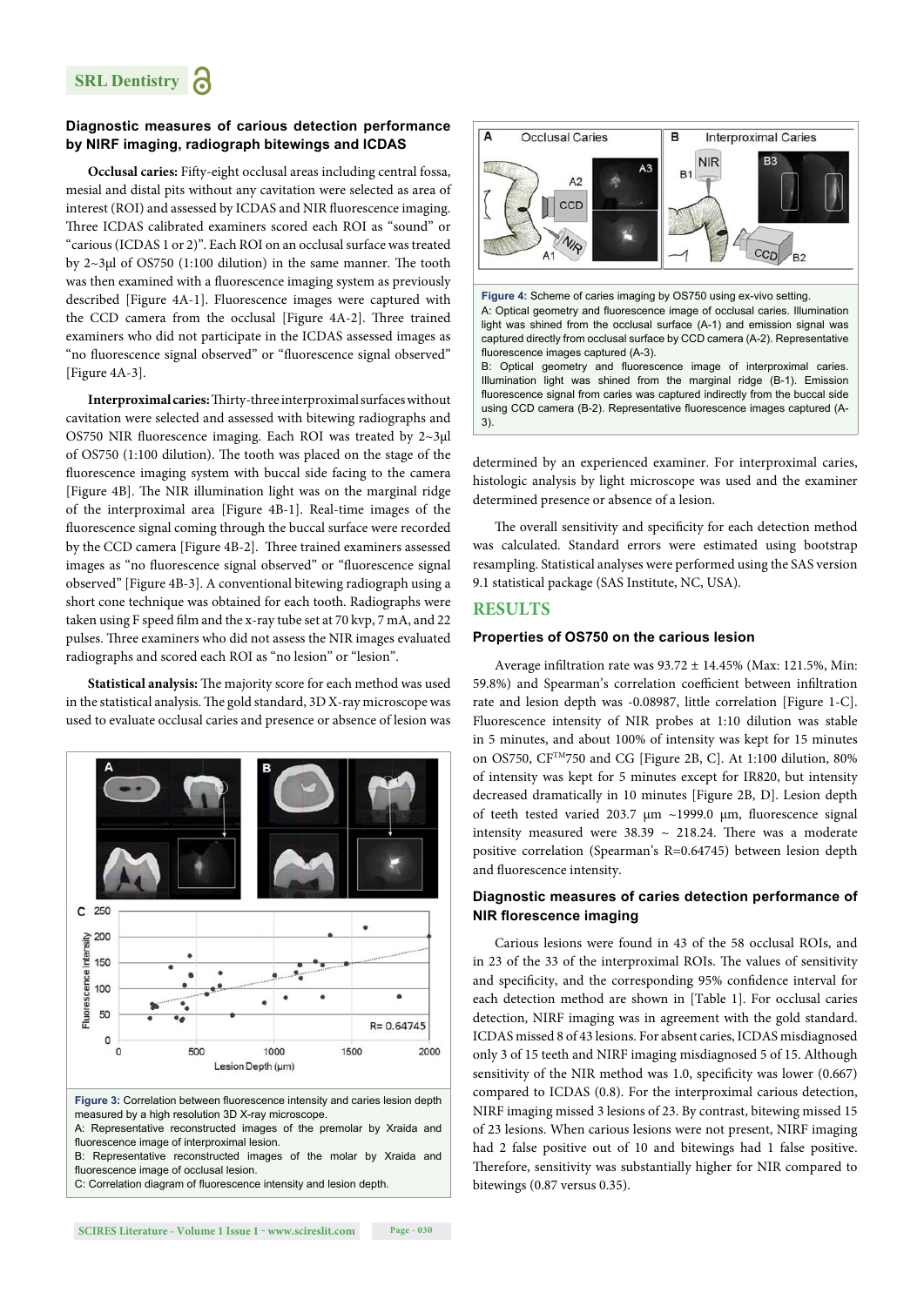### Diagnostic measures of carious detection performance by NIRF imaging, radiograph bitewings and ICDAS

**Occlusal caries:** Fifty-eight occlusal areas including central fossa, mesial and distal pits without any cavitation were selected as area of interest (ROI) and assessed by ICDAS and NIR fluorescence imaging. Three ICDAS calibrated examiners scored each ROI as "sound" or "carious (ICDAS 1 or 2)". Each ROI on an occlusal surface was treated by 2~3μl of OS750 (1:100 dilution) in the same manner. The tooth was then examined with a fluorescence imaging system as previously described [Figure 4A-1]. Fluorescence images were captured with the CCD camera from the occlusal [Figure 4A-2]. Three trained examiners who did not participate in the ICDAS assessed images as "no fluorescence signal observed" or "fluorescence signal observed" [Figure 4A-3].

**Interproximal caries:** Thirty-three interproximal surfaces without cavitation were selected and assessed with bitewing radiographs and OS750 NIR fluorescence imaging. Each ROI was treated by 2~3μl of OS750 (1:100 dilution). The tooth was placed on the stage of the fluorescence imaging system with buccal side facing to the camera [Figure 4B]. The NIR illumination light was on the marginal ridge of the interproximal area [Figure 4B-1]. Real-time images of the fluorescence signal coming through the buccal surface were recorded by the CCD camera [Figure 4B-2]. Three trained examiners assessed images as "no fluorescence signal observed" or "fluorescence signal observed" [Figure 4B-3]. A conventional bitewing radiograph using a short cone technique was obtained for each tooth. Radiographs were taken using F speed film and the x-ray tube set at 70 kvp, 7 mA, and 22 pulses. Three examiners who did not assess the NIR images evaluated radiographs and scored each ROI as "no lesion" or "lesion".

**Statistical analysis:** The majority score for each method was used in the statistical analysis. The gold standard, 3D X-ray microscope was used to evaluate occlusal caries and presence or absence of lesion was determined by an experienced examiner. For interproximal caries, histologic analysis by light microscope was used and the examiner determined presence or absence of a lesion.

The overall sensitivity and specificity for each detection method was calculated. Standard errors were estimated using bootstrap resampling. Statistical analyses were performed using the SAS version 9.1 statistical package (SAS Institute, NC, USA).

**Figure 3:** Correlation between fluorescence intensity and caries lesion depth measured by a high resolution 3D X-ray microscope.
A: Representative reconstructed images of the premolar by Xraida and fluorescence image of interproximal lesion.
B: Representative reconstructed images of the molar by Xraida and fluorescence image of occlusal lesion.
C: Correlation diagram of fluorescence intensity and lesion depth.

**Figure 4:** Scheme of caries imaging by OS750 using ex-vivo setting.
A: Optical geometry and fluorescence image of occlusal caries. Illumination light was shined from the occlusal surface (A-1) and emission signal was captured directly from occlusal surface by CCD camera (A-2). Representative fluorescence images captured (A-3).
B: Optical geometry and fluorescence image of interproximal caries. Illumination light was shined from the marginal ridge (B-1). Emission fluorescence signal from caries was captured indirectly from the buccal side using CCD camera (B-2). Representative fluorescence images captured (A-3).

## RESULTS

### Properties of OS750 on the carious lesion

Average infiltration rate was 93.72 ± 14.45% (Max: 121.5%, Min: 59.8%) and Spearman's correlation coefficient between infiltration rate and lesion depth was -0.08987, little correlation [Figure 1-C]. Fluorescence intensity of NIR probes at 1:10 dilution was stable in 5 minutes, and about 100% of intensity was kept for 15 minutes on OS750, CF™750 and CG [Figure 2B, C]. At 1:100 dilution, 80% of intensity was kept for 5 minutes except for IR820, but intensity decreased dramatically in 10 minutes [Figure 2B, D]. Lesion depth of teeth tested varied 203.7 μm ~1999.0 μm, fluorescence signal intensity measured were 38.39 ~ 218.24. There was a moderate positive correlation (Spearman's R=0.64745) between lesion depth and fluorescence intensity.

### Diagnostic measures of caries detection performance of NIR florescence imaging

Carious lesions were found in 43 of the 58 occlusal ROIs, and in 23 of the 33 of the interproximal ROIs. The values of sensitivity and specificity, and the corresponding 95% confidence interval for each detection method are shown in [Table 1]. For occlusal caries detection, NIRF imaging was in agreement with the gold standard. ICDAS missed 8 of 43 lesions. For absent caries, ICDAS misdiagnosed only 3 of 15 teeth and NIRF imaging misdiagnosed 5 of 15. Although sensitivity of the NIR method was 1.0, specificity was lower (0.667) compared to ICDAS (0.8). For the interproximal carious detection, NIRF imaging missed 3 lesions of 23. By contrast, bitewing missed 15 of 23 lesions. When carious lesions were not present, NIRF imaging had 2 false positive out of 10 and bitewings had 1 false positive. Therefore, sensitivity was substantially higher for NIR compared to bitewings (0.87 versus 0.35).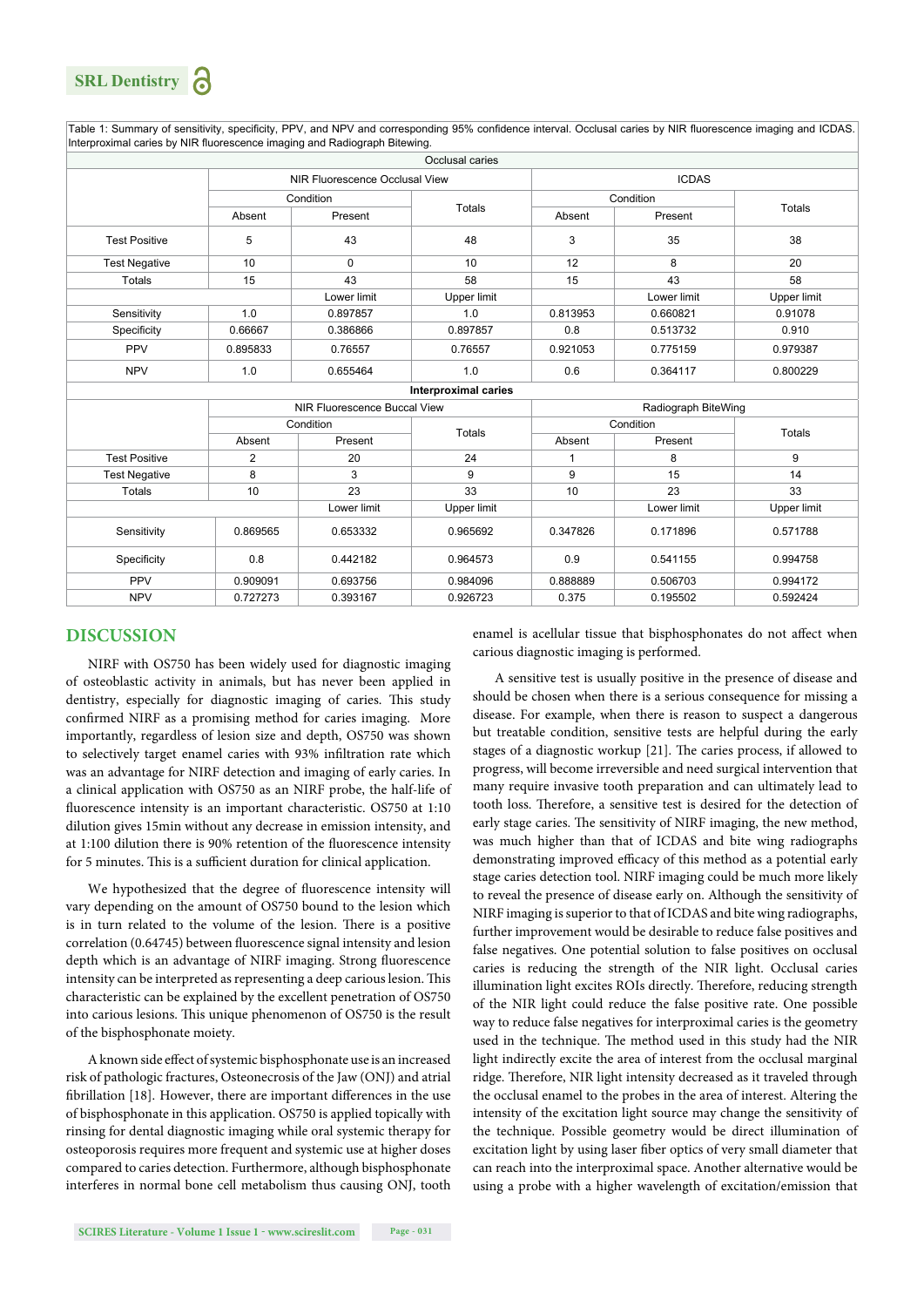Table 1: Summary of sensitivity, specificity, PPV, and NPV and corresponding 95% confidence interval. Occlusal caries by NIR fluorescence imaging and ICDAS. Interproximal caries by NIR fluorescence imaging and Radiograph Bitewing.

| Occlusal caries | | | | | | |
|---|---|---|---|---|---|---|
| | NIR Fluorescence Occlusal View | | | ICDAS | | |
| | Condition | | Totals | Condition | | Totals |
| | Absent | Present | | Absent | Present | |
| Test Positive | 5 | 43 | 48 | 3 | 35 | 38 |
| Test Negative | 10 | 0 | 10 | 12 | 8 | 20 |
| Totals | 15 | 43 | 58 | 15 | 43 | 58 |
| | | Lower limit | Upper limit | | Lower limit | Upper limit |
| Sensitivity | 1.0 | 0.897857 | 1.0 | 0.813953 | 0.660821 | 0.91078 |
| Specificity | 0.66667 | 0.386866 | 0.897857 | 0.8 | 0.513732 | 0.910 |
| PPV | 0.895833 | 0.76557 | 0.76557 | 0.921053 | 0.775159 | 0.979387 |
| NPV | 1.0 | 0.655464 | 1.0 | 0.6 | 0.364117 | 0.800229 |
| **Interproximal caries** | | | | | | |
| | NIR Fluorescence Buccal View | | | Radiograph BiteWing | | |
| | Condition | | Totals | Condition | | Totals |
| | Absent | Present | | Absent | Present | |
| Test Positive | 2 | 20 | 24 | 1 | 8 | 9 |
| Test Negative | 8 | 3 | 9 | 9 | 15 | 14 |
| Totals | 10 | 23 | 33 | 10 | 23 | 33 |
| | | Lower limit | Upper limit | | Lower limit | Upper limit |
| Sensitivity | 0.869565 | 0.653332 | 0.965692 | 0.347826 | 0.171896 | 0.571788 |
| Specificity | 0.8 | 0.442182 | 0.964573 | 0.9 | 0.541155 | 0.994758 |
| PPV | 0.909091 | 0.693756 | 0.984096 | 0.888889 | 0.506703 | 0.994172 |
| NPV | 0.727273 | 0.393167 | 0.926723 | 0.375 | 0.195502 | 0.592424 |

## DISCUSSION

NIRF with OS750 has been widely used for diagnostic imaging of osteoblastic activity in animals, but has never been applied in dentistry, especially for diagnostic imaging of caries. This study confirmed NIRF as a promising method for caries imaging. More importantly, regardless of lesion size and depth, OS750 was shown to selectively target enamel caries with 93% infiltration rate which was an advantage for NIRF detection and imaging of early caries. In a clinical application with OS750 as an NIRF probe, the half-life of fluorescence intensity is an important characteristic. OS750 at 1:10 dilution gives 15min without any decrease in emission intensity, and at 1:100 dilution there is 90% retention of the fluorescence intensity for 5 minutes. This is a sufficient duration for clinical application.

We hypothesized that the degree of fluorescence intensity will vary depending on the amount of OS750 bound to the lesion which is in turn related to the volume of the lesion. There is a positive correlation (0.64745) between fluorescence signal intensity and lesion depth which is an advantage of NIRF imaging. Strong fluorescence intensity can be interpreted as representing a deep carious lesion. This characteristic can be explained by the excellent penetration of OS750 into carious lesions. This unique phenomenon of OS750 is the result of the bisphosphonate moiety.

A known side effect of systemic bisphosphonate use is an increased risk of pathologic fractures, Osteonecrosis of the Jaw (ONJ) and atrial fibrillation [18]. However, there are important differences in the use of bisphosphonate in this application. OS750 is applied topically with rinsing for dental diagnostic imaging while oral systemic therapy for osteoporosis requires more frequent and systemic use at higher doses compared to caries detection. Furthermore, although bisphosphonate interferes in normal bone cell metabolism thus causing ONJ, tooth enamel is acellular tissue that bisphosphonates do not affect when carious diagnostic imaging is performed.

A sensitive test is usually positive in the presence of disease and should be chosen when there is a serious consequence for missing a disease. For example, when there is reason to suspect a dangerous but treatable condition, sensitive tests are helpful during the early stages of a diagnostic workup [21]. The caries process, if allowed to progress, will become irreversible and need surgical intervention that many require invasive tooth preparation and can ultimately lead to tooth loss. Therefore, a sensitive test is desired for the detection of early stage caries. The sensitivity of NIRF imaging, the new method, was much higher than that of ICDAS and bite wing radiographs demonstrating improved efficacy of this method as a potential early stage caries detection tool. NIRF imaging could be much more likely to reveal the presence of disease early on. Although the sensitivity of NIRF imaging is superior to that of ICDAS and bite wing radiographs, further improvement would be desirable to reduce false positives and false negatives. One potential solution to false positives on occlusal caries is reducing the strength of the NIR light. Occlusal caries illumination light excites ROIs directly. Therefore, reducing strength of the NIR light could reduce the false positive rate. One possible way to reduce false negatives for interproximal caries is the geometry used in the technique. The method used in this study had the NIR light indirectly excite the area of interest from the occlusal marginal ridge. Therefore, NIR light intensity decreased as it traveled through the occlusal enamel to the probes in the area of interest. Altering the intensity of the excitation light source may change the sensitivity of the technique. Possible geometry would be direct illumination of excitation light by using laser fiber optics of very small diameter that can reach into the interproximal space. Another alternative would be using a probe with a higher wavelength of excitation/emission that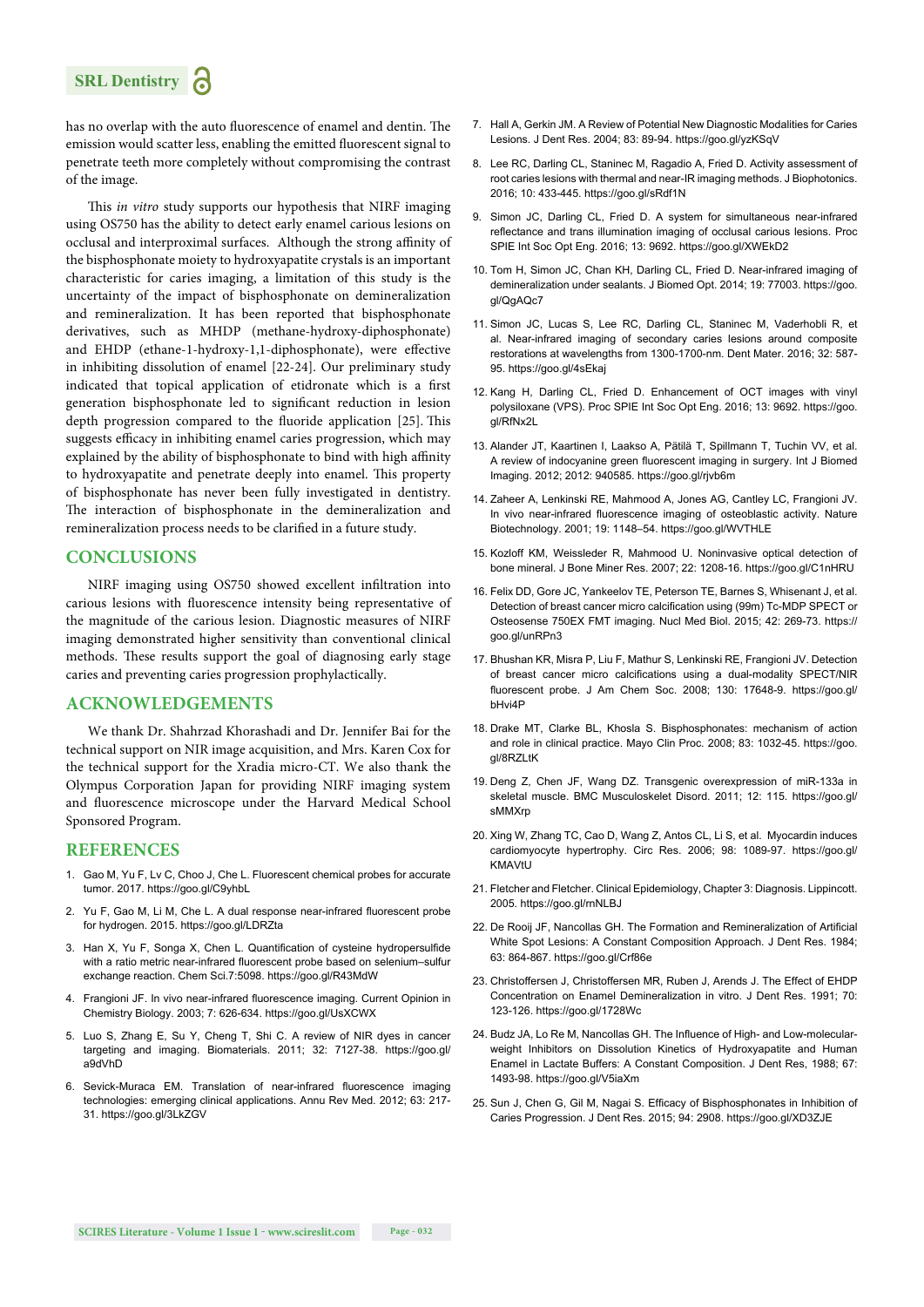has no overlap with the auto fluorescence of enamel and dentin. The emission would scatter less, enabling the emitted fluorescent signal to penetrate teeth more completely without compromising the contrast of the image.

This *in vitro* study supports our hypothesis that NIRF imaging using OS750 has the ability to detect early enamel carious lesions on occlusal and interproximal surfaces. Although the strong affinity of the bisphosphonate moiety to hydroxyapatite crystals is an important characteristic for caries imaging, a limitation of this study is the uncertainty of the impact of bisphosphonate on demineralization and remineralization. It has been reported that bisphosphonate derivatives, such as MHDP (methane-hydroxy-diphosphonate) and EHDP (ethane-1-hydroxy-1,1-diphosphonate), were effective in inhibiting dissolution of enamel [22-24]. Our preliminary study indicated that topical application of etidronate which is a first generation bisphosphonate led to significant reduction in lesion depth progression compared to the fluoride application [25]. This suggests efficacy in inhibiting enamel caries progression, which may explained by the ability of bisphosphonate to bind with high affinity to hydroxyapatite and penetrate deeply into enamel. This property of bisphosphonate has never been fully investigated in dentistry. The interaction of bisphosphonate in the demineralization and remineralization process needs to be clarified in a future study.

## CONCLUSIONS

NIRF imaging using OS750 showed excellent infiltration into carious lesions with fluorescence intensity being representative of the magnitude of the carious lesion. Diagnostic measures of NIRF imaging demonstrated higher sensitivity than conventional clinical methods. These results support the goal of diagnosing early stage caries and preventing caries progression prophylactically.

## ACKNOWLEDGEMENTS

We thank Dr. Shahrzad Khorashadi and Dr. Jennifer Bai for the technical support on NIR image acquisition, and Mrs. Karen Cox for the technical support for the Xradia micro-CT. We also thank the Olympus Corporation Japan for providing NIRF imaging system and fluorescence microscope under the Harvard Medical School Sponsored Program.

## REFERENCES

1. Gao M, Yu F, Lv C, Choo J, Che L. Fluorescent chemical probes for accurate tumor. 2017. https://goo.gl/C9yhbL
2. Yu F, Gao M, Li M, Che L. A dual response near-infrared fluorescent probe for hydrogen. 2015. https://goo.gl/LDRZta
3. Han X, Yu F, Songa X, Chen L. Quantification of cysteine hydropersulfide with a ratio metric near-infrared fluorescent probe based on selenium–sulfur exchange reaction. Chem Sci.7:5098. https://goo.gl/R43MdW
4. Frangioni JF. In vivo near-infrared fluorescence imaging. Current Opinion in Chemistry Biology. 2003; 7: 626-634. https://goo.gl/UsXCWX
5. Luo S, Zhang E, Su Y, Cheng T, Shi C. A review of NIR dyes in cancer targeting and imaging. Biomaterials. 2011; 32: 7127-38. https://goo.gl/a9dVhD
6. Sevick-Muraca EM. Translation of near-infrared fluorescence imaging technologies: emerging clinical applications. Annu Rev Med. 2012; 63: 217-31. https://goo.gl/3LkZGV
7. Hall A, Gerkin JM. A Review of Potential New Diagnostic Modalities for Caries Lesions. J Dent Res. 2004; 83: 89-94. https://goo.gl/yzKSqV
8. Lee RC, Darling CL, Staninec M, Ragadio A, Fried D. Activity assessment of root caries lesions with thermal and near-IR imaging methods. J Biophotonics. 2016; 10: 433-445. https://goo.gl/sRdf1N
9. Simon JC, Darling CL, Fried D. A system for simultaneous near-infrared reflectance and trans illumination imaging of occlusal carious lesions. Proc SPIE Int Soc Opt Eng. 2016; 13: 9692. https://goo.gl/XWEkD2
10. Tom H, Simon JC, Chan KH, Darling CL, Fried D. Near-infrared imaging of demineralization under sealants. J Biomed Opt. 2014; 19: 77003. https://goo.gl/QgAQc7
11. Simon JC, Lucas S, Lee RC, Darling CL, Staninec M, Vaderhobli R, et al. Near-infrared imaging of secondary caries lesions around composite restorations at wavelengths from 1300-1700-nm. Dent Mater. 2016; 32: 587-95. https://goo.gl/4sEkaj
12. Kang H, Darling CL, Fried D. Enhancement of OCT images with vinyl polysiloxane (VPS). Proc SPIE Int Soc Opt Eng. 2016; 13: 9692. https://goo.gl/RfNx2L
13. Alander JT, Kaartinen I, Laakso A, Pätilä T, Spillmann T, Tuchin VV, et al. A review of indocyanine green fluorescent imaging in surgery. Int J Biomed Imaging. 2012; 2012: 940585. https://goo.gl/rjvb6m
14. Zaheer A, Lenkinski RE, Mahmood A, Jones AG, Cantley LC, Frangioni JV. In vivo near-infrared fluorescence imaging of osteoblastic activity. Nature Biotechnology. 2001; 19: 1148–54. https://goo.gl/WVTHLE
15. Kozloff KM, Weissleder R, Mahmood U. Noninvasive optical detection of bone mineral. J Bone Miner Res. 2007; 22: 1208-16. https://goo.gl/C1nHRU
16. Felix DD, Gore JC, Yankeelov TE, Peterson TE, Barnes S, Whisenant J, et al. Detection of breast cancer micro calcification using (99m) Tc-MDP SPECT or Osteosense 750EX FMT imaging. Nucl Med Biol. 2015; 42: 269-73. https://goo.gl/unRPn3
17. Bhushan KR, Misra P, Liu F, Mathur S, Lenkinski RE, Frangioni JV. Detection of breast cancer micro calcifications using a dual-modality SPECT/NIR fluorescent probe. J Am Chem Soc. 2008; 130: 17648-9. https://goo.gl/bHvi4P
18. Drake MT, Clarke BL, Khosla S. Bisphosphonates: mechanism of action and role in clinical practice. Mayo Clin Proc. 2008; 83: 1032-45. https://goo.gl/8RZLtK
19. Deng Z, Chen JF, Wang DZ. Transgenic overexpression of miR-133a in skeletal muscle. BMC Musculoskelet Disord. 2011; 12: 115. https://goo.gl/sMMXrp
20. Xing W, Zhang TC, Cao D, Wang Z, Antos CL, Li S, et al. Myocardin induces cardiomyocyte hypertrophy. Circ Res. 2006; 98: 1089-97. https://goo.gl/KMAVtU
21. Fletcher and Fletcher. Clinical Epidemiology, Chapter 3: Diagnosis. Lippincott. 2005. https://goo.gl/rnNLBJ
22. De Rooij JF, Nancollas GH. The Formation and Remineralization of Artificial White Spot Lesions: A Constant Composition Approach. J Dent Res. 1984; 63: 864-867. https://goo.gl/Crf86e
23. Christoffersen J, Christoffersen MR, Ruben J, Arends J. The Effect of EHDP Concentration on Enamel Demineralization in vitro. J Dent Res. 1991; 70: 123-126. https://goo.gl/1728Wc
24. Budz JA, Lo Re M, Nancollas GH. The Influence of High- and Low-molecular-weight Inhibitors on Dissolution Kinetics of Hydroxyapatite and Human Enamel in Lactate Buffers: A Constant Composition. J Dent Res, 1988; 67: 1493-98. https://goo.gl/V5iaXm
25. Sun J, Chen G, Gil M, Nagai S. Efficacy of Bisphosphonates in Inhibition of Caries Progression. J Dent Res. 2015; 94: 2908. https://goo.gl/XD3ZJE